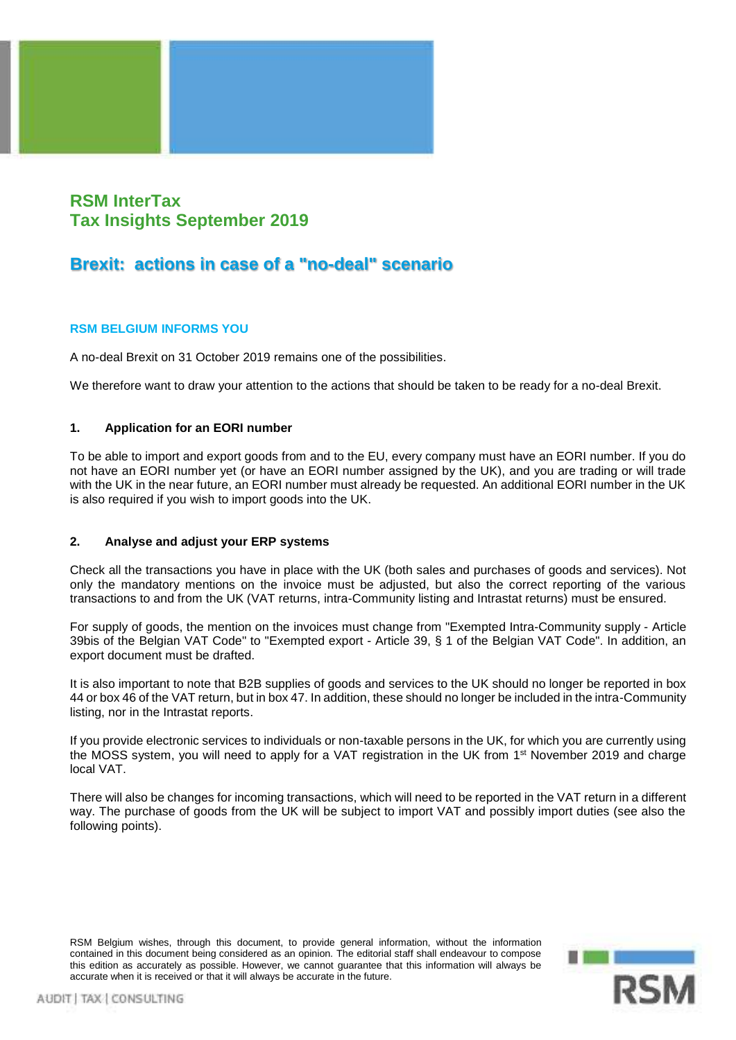# RSM InterTax
# Tax Insights September 2019

## Brexit: actions in case of a "no-deal" scenario

### RSM BELGIUM INFORMS YOU

A no-deal Brexit on 31 October 2019 remains one of the possibilities.

We therefore want to draw your attention to the actions that should be taken to be ready for a no-deal Brexit.

### 1. Application for an EORI number

To be able to import and export goods from and to the EU, every company must have an EORI number. If you do not have an EORI number yet (or have an EORI number assigned by the UK), and you are trading or will trade with the UK in the near future, an EORI number must already be requested. An additional EORI number in the UK is also required if you wish to import goods into the UK.

### 2. Analyse and adjust your ERP systems

Check all the transactions you have in place with the UK (both sales and purchases of goods and services). Not only the mandatory mentions on the invoice must be adjusted, but also the correct reporting of the various transactions to and from the UK (VAT returns, intra-Community listing and Intrastat returns) must be ensured.

For supply of goods, the mention on the invoices must change from "Exempted Intra-Community supply - Article 39bis of the Belgian VAT Code" to "Exempted export - Article 39, § 1 of the Belgian VAT Code". In addition, an export document must be drafted.

It is also important to note that B2B supplies of goods and services to the UK should no longer be reported in box 44 or box 46 of the VAT return, but in box 47. In addition, these should no longer be included in the intra-Community listing, nor in the Intrastat reports.

If you provide electronic services to individuals or non-taxable persons in the UK, for which you are currently using the MOSS system, you will need to apply for a VAT registration in the UK from 1st November 2019 and charge local VAT.

There will also be changes for incoming transactions, which will need to be reported in the VAT return in a different way. The purchase of goods from the UK will be subject to import VAT and possibly import duties (see also the following points).

RSM Belgium wishes, through this document, to provide general information, without the information contained in this document being considered as an opinion. The editorial staff shall endeavour to compose this edition as accurately as possible. However, we cannot guarantee that this information will always be accurate when it is received or that it will always be accurate in the future.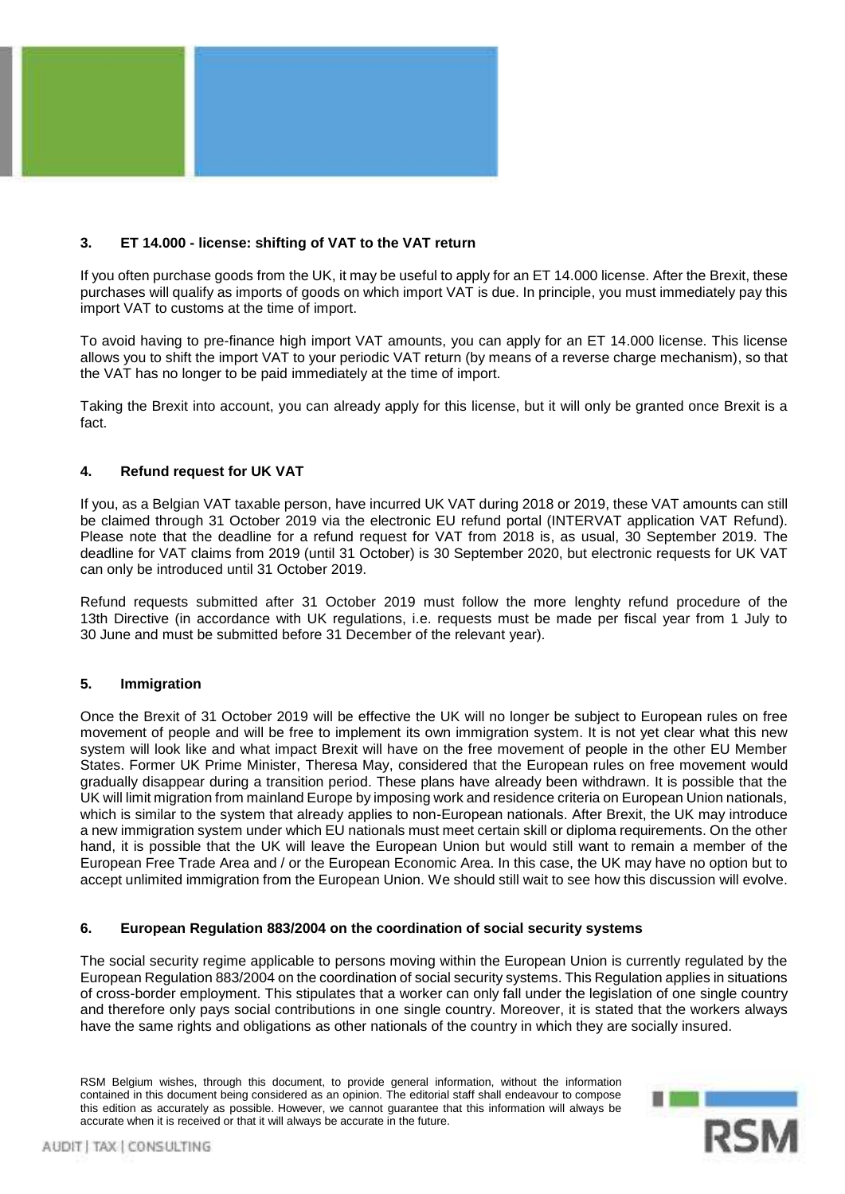### 3. ET 14.000 - license: shifting of VAT to the VAT return

If you often purchase goods from the UK, it may be useful to apply for an ET 14.000 license. After the Brexit, these purchases will qualify as imports of goods on which import VAT is due. In principle, you must immediately pay this import VAT to customs at the time of import.

To avoid having to pre-finance high import VAT amounts, you can apply for an ET 14.000 license. This license allows you to shift the import VAT to your periodic VAT return (by means of a reverse charge mechanism), so that the VAT has no longer to be paid immediately at the time of import.

Taking the Brexit into account, you can already apply for this license, but it will only be granted once Brexit is a fact.

### 4. Refund request for UK VAT

If you, as a Belgian VAT taxable person, have incurred UK VAT during 2018 or 2019, these VAT amounts can still be claimed through 31 October 2019 via the electronic EU refund portal (INTERVAT application VAT Refund). Please note that the deadline for a refund request for VAT from 2018 is, as usual, 30 September 2019. The deadline for VAT claims from 2019 (until 31 October) is 30 September 2020, but electronic requests for UK VAT can only be introduced until 31 October 2019.

Refund requests submitted after 31 October 2019 must follow the more lenghty refund procedure of the 13th Directive (in accordance with UK regulations, i.e. requests must be made per fiscal year from 1 July to 30 June and must be submitted before 31 December of the relevant year).

### 5. Immigration

Once the Brexit of 31 October 2019 will be effective the UK will no longer be subject to European rules on free movement of people and will be free to implement its own immigration system. It is not yet clear what this new system will look like and what impact Brexit will have on the free movement of people in the other EU Member States. Former UK Prime Minister, Theresa May, considered that the European rules on free movement would gradually disappear during a transition period. These plans have already been withdrawn. It is possible that the UK will limit migration from mainland Europe by imposing work and residence criteria on European Union nationals, which is similar to the system that already applies to non-European nationals. After Brexit, the UK may introduce a new immigration system under which EU nationals must meet certain skill or diploma requirements. On the other hand, it is possible that the UK will leave the European Union but would still want to remain a member of the European Free Trade Area and / or the European Economic Area. In this case, the UK may have no option but to accept unlimited immigration from the European Union. We should still wait to see how this discussion will evolve.

### 6. European Regulation 883/2004 on the coordination of social security systems

The social security regime applicable to persons moving within the European Union is currently regulated by the European Regulation 883/2004 on the coordination of social security systems. This Regulation applies in situations of cross-border employment. This stipulates that a worker can only fall under the legislation of one single country and therefore only pays social contributions in one single country. Moreover, it is stated that the workers always have the same rights and obligations as other nationals of the country in which they are socially insured.

RSM Belgium wishes, through this document, to provide general information, without the information contained in this document being considered as an opinion. The editorial staff shall endeavour to compose this edition as accurately as possible. However, we cannot guarantee that this information will always be accurate when it is received or that it will always be accurate in the future.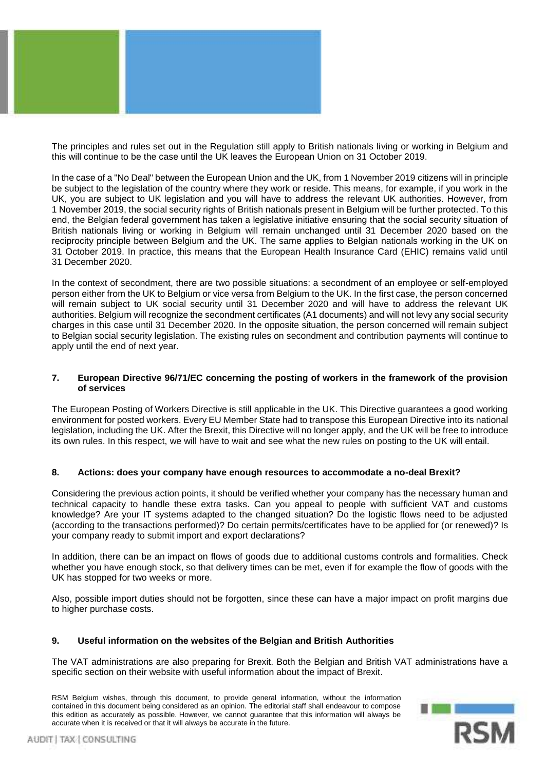The principles and rules set out in the Regulation still apply to British nationals living or working in Belgium and this will continue to be the case until the UK leaves the European Union on 31 October 2019.

In the case of a "No Deal" between the European Union and the UK, from 1 November 2019 citizens will in principle be subject to the legislation of the country where they work or reside. This means, for example, if you work in the UK, you are subject to UK legislation and you will have to address the relevant UK authorities. However, from 1 November 2019, the social security rights of British nationals present in Belgium will be further protected. To this end, the Belgian federal government has taken a legislative initiative ensuring that the social security situation of British nationals living or working in Belgium will remain unchanged until 31 December 2020 based on the reciprocity principle between Belgium and the UK. The same applies to Belgian nationals working in the UK on 31 October 2019. In practice, this means that the European Health Insurance Card (EHIC) remains valid until 31 December 2020.

In the context of secondment, there are two possible situations: a secondment of an employee or self-employed person either from the UK to Belgium or vice versa from Belgium to the UK. In the first case, the person concerned will remain subject to UK social security until 31 December 2020 and will have to address the relevant UK authorities. Belgium will recognize the secondment certificates (A1 documents) and will not levy any social security charges in this case until 31 December 2020. In the opposite situation, the person concerned will remain subject to Belgian social security legislation. The existing rules on secondment and contribution payments will continue to apply until the end of next year.

## 7. European Directive 96/71/EC concerning the posting of workers in the framework of the provision of services

The European Posting of Workers Directive is still applicable in the UK. This Directive guarantees a good working environment for posted workers. Every EU Member State had to transpose this European Directive into its national legislation, including the UK. After the Brexit, this Directive will no longer apply, and the UK will be free to introduce its own rules. In this respect, we will have to wait and see what the new rules on posting to the UK will entail.

## 8. Actions: does your company have enough resources to accommodate a no-deal Brexit?

Considering the previous action points, it should be verified whether your company has the necessary human and technical capacity to handle these extra tasks. Can you appeal to people with sufficient VAT and customs knowledge? Are your IT systems adapted to the changed situation? Do the logistic flows need to be adjusted (according to the transactions performed)? Do certain permits/certificates have to be applied for (or renewed)? Is your company ready to submit import and export declarations?

In addition, there can be an impact on flows of goods due to additional customs controls and formalities. Check whether you have enough stock, so that delivery times can be met, even if for example the flow of goods with the UK has stopped for two weeks or more.

Also, possible import duties should not be forgotten, since these can have a major impact on profit margins due to higher purchase costs.

## 9. Useful information on the websites of the Belgian and British Authorities

The VAT administrations are also preparing for Brexit. Both the Belgian and British VAT administrations have a specific section on their website with useful information about the impact of Brexit.

RSM Belgium wishes, through this document, to provide general information, without the information contained in this document being considered as an opinion. The editorial staff shall endeavour to compose this edition as accurately as possible. However, we cannot guarantee that this information will always be accurate when it is received or that it will always be accurate in the future.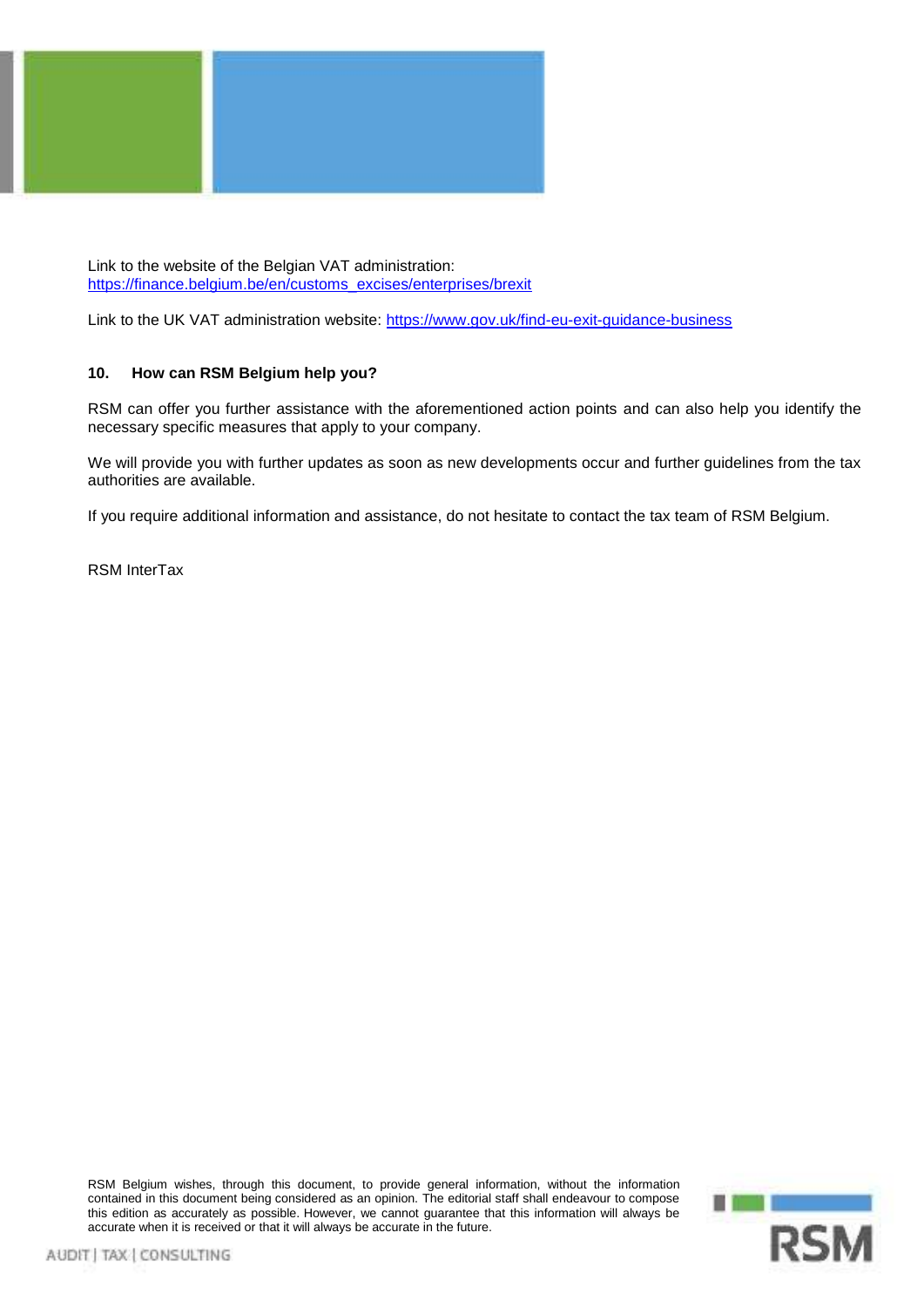Link to the website of the Belgian VAT administration:
https://finance.belgium.be/en/customs_excises/enterprises/brexit

Link to the UK VAT administration website: https://www.gov.uk/find-eu-exit-guidance-business

## 10. How can RSM Belgium help you?

RSM can offer you further assistance with the aforementioned action points and can also help you identify the necessary specific measures that apply to your company.

We will provide you with further updates as soon as new developments occur and further guidelines from the tax authorities are available.

If you require additional information and assistance, do not hesitate to contact the tax team of RSM Belgium.

RSM InterTax

RSM Belgium wishes, through this document, to provide general information, without the information contained in this document being considered as an opinion. The editorial staff shall endeavour to compose this edition as accurately as possible. However, we cannot guarantee that this information will always be accurate when it is received or that it will always be accurate in the future.